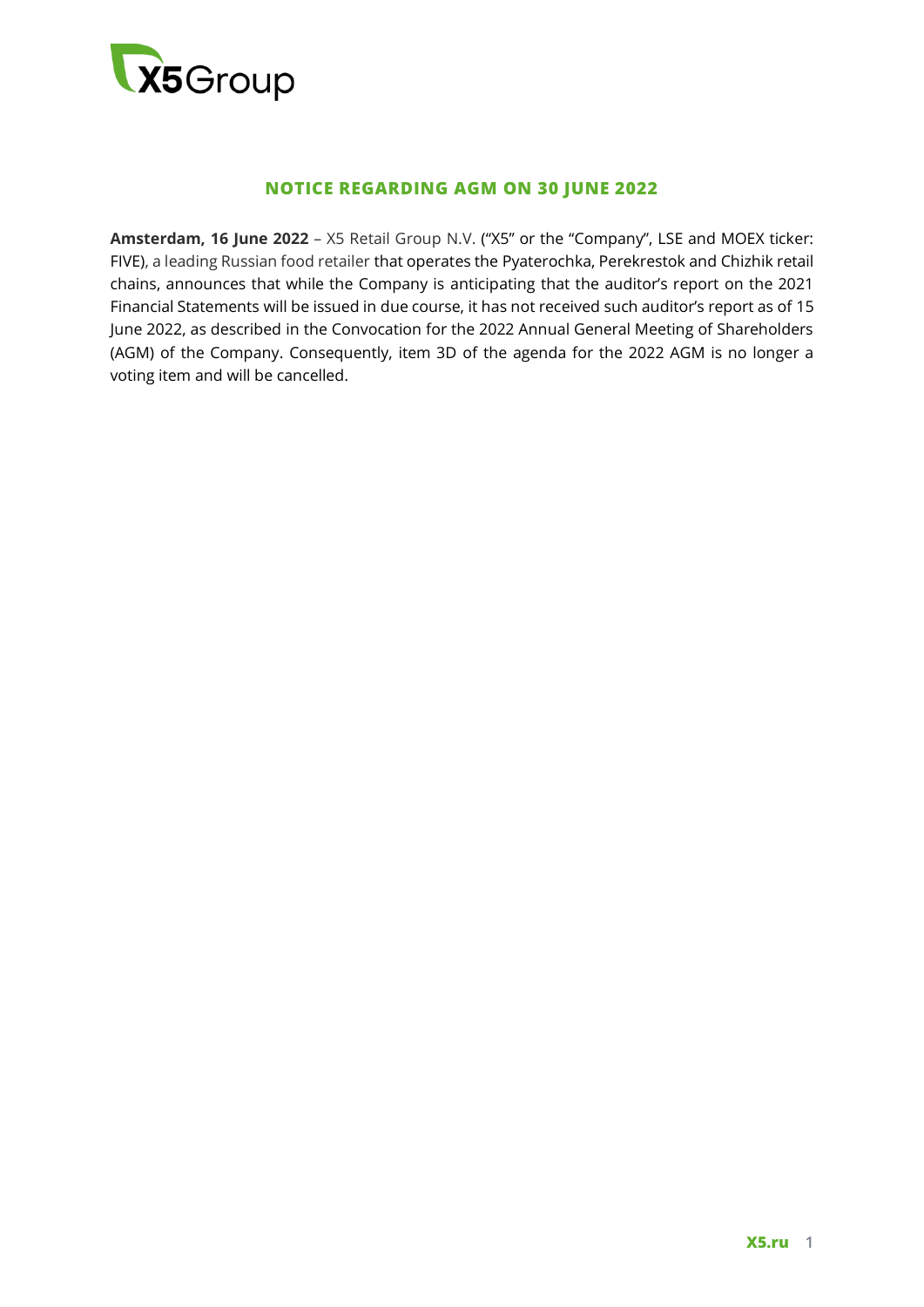## NOTICE REGARDING AGM ON 30 JUNE 2022

**Amsterdam, 16 June 2022** – X5 Retail Group N.V. ("X5" or the "Company", LSE and MOEX ticker: FIVE), a leading Russian food retailer that operates the Pyaterochka, Perekrestok and Chizhik retail chains, announces that while the Company is anticipating that the auditor's report on the 2021 Financial Statements will be issued in due course, it has not received such auditor's report as of 15 June 2022, as described in the Convocation for the 2022 Annual General Meeting of Shareholders (AGM) of the Company. Consequently, item 3D of the agenda for the 2022 AGM is no longer a voting item and will be cancelled.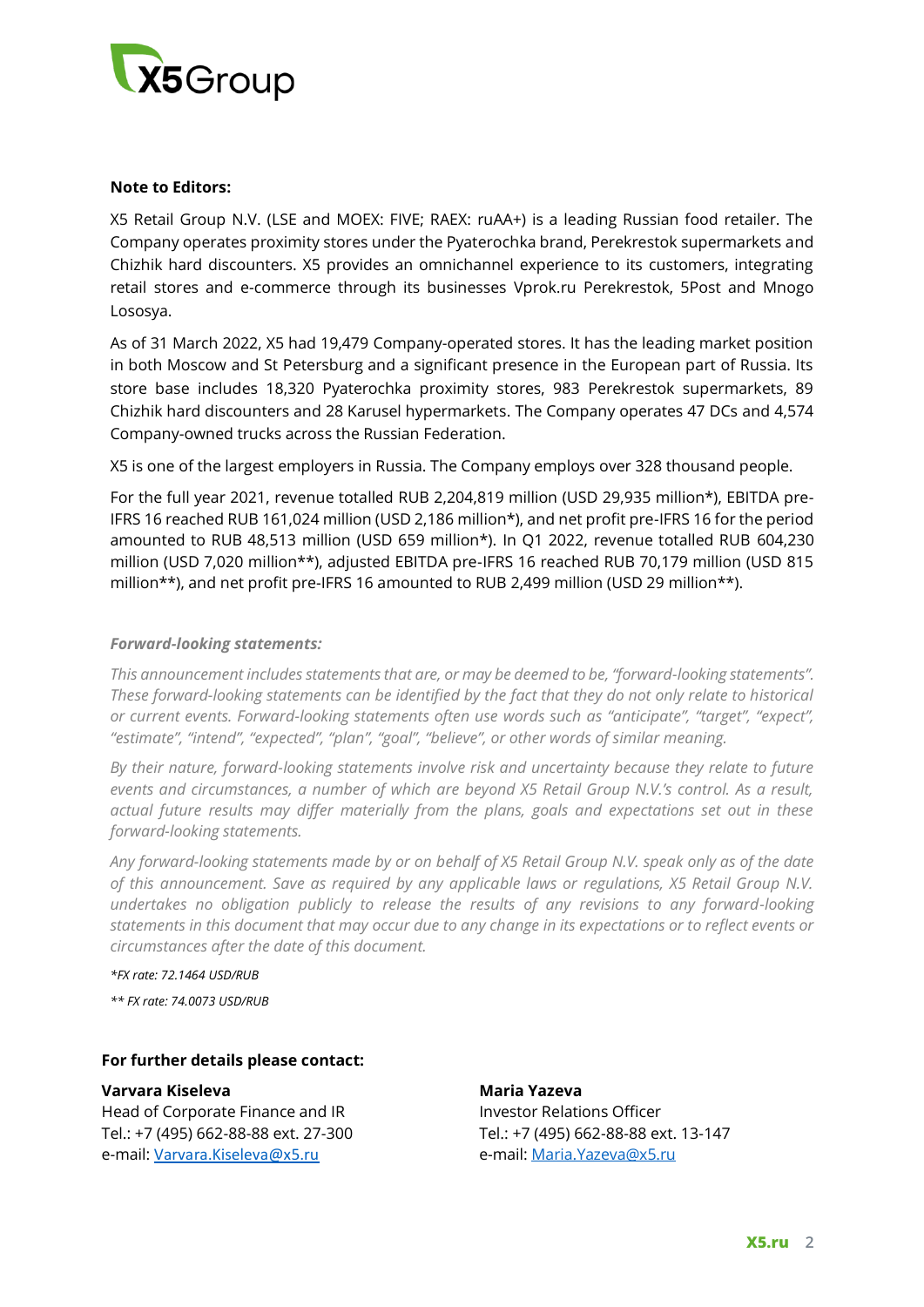**Note to Editors:**

X5 Retail Group N.V. (LSE and MOEX: FIVE; RAEX: ruAA+) is a leading Russian food retailer. The Company operates proximity stores under the Pyaterochka brand, Perekrestok supermarkets and Chizhik hard discounters. X5 provides an omnichannel experience to its customers, integrating retail stores and e-commerce through its businesses Vprok.ru Perekrestok, 5Post and Mnogo Lososya.

As of 31 March 2022, X5 had 19,479 Company-operated stores. It has the leading market position in both Moscow and St Petersburg and a significant presence in the European part of Russia. Its store base includes 18,320 Pyaterochka proximity stores, 983 Perekrestok supermarkets, 89 Chizhik hard discounters and 28 Karusel hypermarkets. The Company operates 47 DCs and 4,574 Company-owned trucks across the Russian Federation.

X5 is one of the largest employers in Russia. The Company employs over 328 thousand people.

For the full year 2021, revenue totalled RUB 2,204,819 million (USD 29,935 million*), EBITDA pre-IFRS 16 reached RUB 161,024 million (USD 2,186 million*), and net profit pre-IFRS 16 for the period amounted to RUB 48,513 million (USD 659 million*). In Q1 2022, revenue totalled RUB 604,230 million (USD 7,020 million**), adjusted EBITDA pre-IFRS 16 reached RUB 70,179 million (USD 815 million**), and net profit pre-IFRS 16 amounted to RUB 2,499 million (USD 29 million**).

***Forward-looking statements:***

*This announcement includes statements that are, or may be deemed to be, "forward-looking statements". These forward-looking statements can be identified by the fact that they do not only relate to historical or current events. Forward-looking statements often use words such as "anticipate", "target", "expect", "estimate", "intend", "expected", "plan", "goal", "believe", or other words of similar meaning.*

*By their nature, forward-looking statements involve risk and uncertainty because they relate to future events and circumstances, a number of which are beyond X5 Retail Group N.V.'s control. As a result, actual future results may differ materially from the plans, goals and expectations set out in these forward-looking statements.*

*Any forward-looking statements made by or on behalf of X5 Retail Group N.V. speak only as of the date of this announcement. Save as required by any applicable laws or regulations, X5 Retail Group N.V. undertakes no obligation publicly to release the results of any revisions to any forward-looking statements in this document that may occur due to any change in its expectations or to reflect events or circumstances after the date of this document.*

*\*FX rate: 72.1464 USD/RUB*

*\*\* FX rate: 74.0073 USD/RUB*

**For further details please contact:**

**Varvara Kiseleva**
Head of Corporate Finance and IR
Tel.: +7 (495) 662-88-88 ext. 27-300
e-mail: Varvara.Kiseleva@x5.ru

**Maria Yazeva**
Investor Relations Officer
Tel.: +7 (495) 662-88-88 ext. 13-147
e-mail: Maria.Yazeva@x5.ru